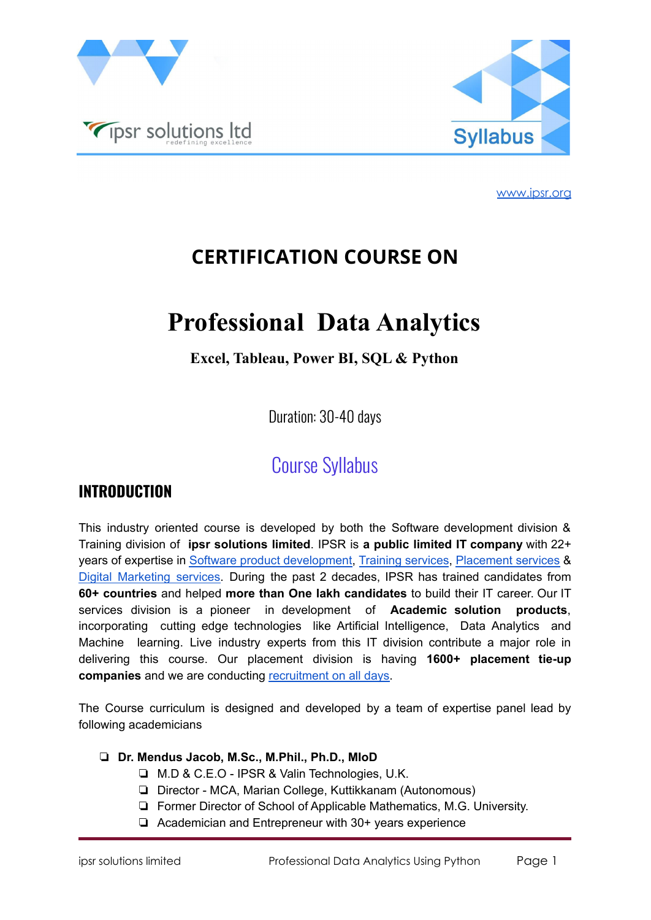ipsr solutions ltd
redefining excellence

Syllabus

www.ipsr.org

## CERTIFICATION COURSE ON

# Professional Data Analytics

**Excel, Tableau, Power BI, SQL & Python**

Duration: 30-40 days

## Course Syllabus

### INTRODUCTION

This industry oriented course is developed by both the Software development division & Training division of **ipsr solutions limited**. IPSR is **a public limited IT company** with 22+ years of expertise in Software product development, Training services, Placement services & Digital Marketing services. During the past 2 decades, IPSR has trained candidates from **60+ countries** and helped **more than One lakh candidates** to build their IT career. Our IT services division is a pioneer in development of **Academic solution products**, incorporating cutting edge technologies like Artificial Intelligence, Data Analytics and Machine learning. Live industry experts from this IT division contribute a major role in delivering this course. Our placement division is having **1600+ placement tie-up companies** and we are conducting recruitment on all days.

The Course curriculum is designed and developed by a team of expertise panel lead by following academicians

- **Dr. Mendus Jacob, M.Sc., M.Phil., Ph.D., MIoD**
  - M.D & C.E.O - IPSR & Valin Technologies, U.K.
  - Director - MCA, Marian College, Kuttikkanam (Autonomous)
  - Former Director of School of Applicable Mathematics, M.G. University.
  - Academician and Entrepreneur with 30+ years experience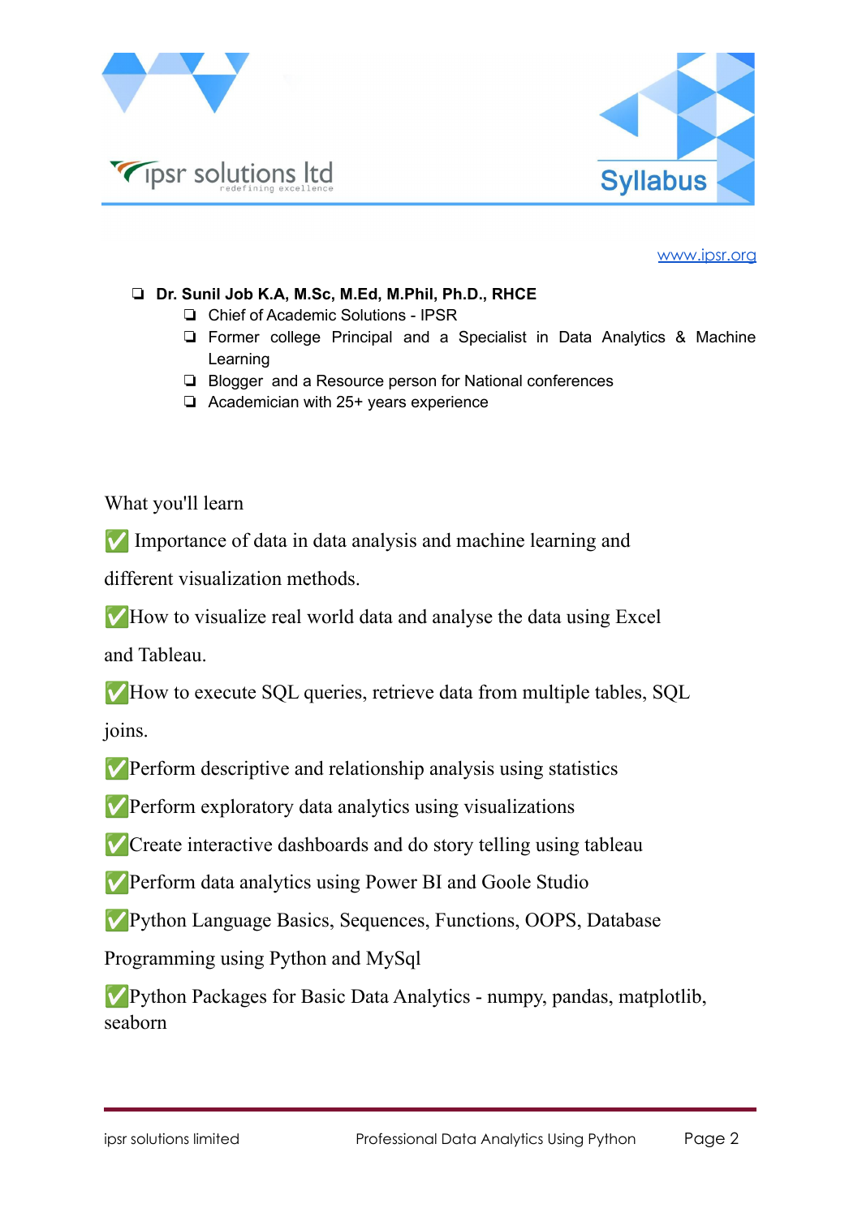www.ipsr.org

- **Dr. Sunil Job K.A, M.Sc, M.Ed, M.Phil, Ph.D., RHCE**
  - Chief of Academic Solutions - IPSR
  - Former college Principal and a Specialist in Data Analytics & Machine Learning
  - Blogger and a Resource person for National conferences
  - Academician with 25+ years experience

What you'll learn

✅ Importance of data in data analysis and machine learning and different visualization methods.

✅How to visualize real world data and analyse the data using Excel and Tableau.

✅How to execute SQL queries, retrieve data from multiple tables, SQL joins.

✅Perform descriptive and relationship analysis using statistics

✅Perform exploratory data analytics using visualizations

✅Create interactive dashboards and do story telling using tableau

✅Perform data analytics using Power BI and Goole Studio

✅Python Language Basics, Sequences, Functions, OOPS, Database Programming using Python and MySql

✅Python Packages for Basic Data Analytics - numpy, pandas, matplotlib, seaborn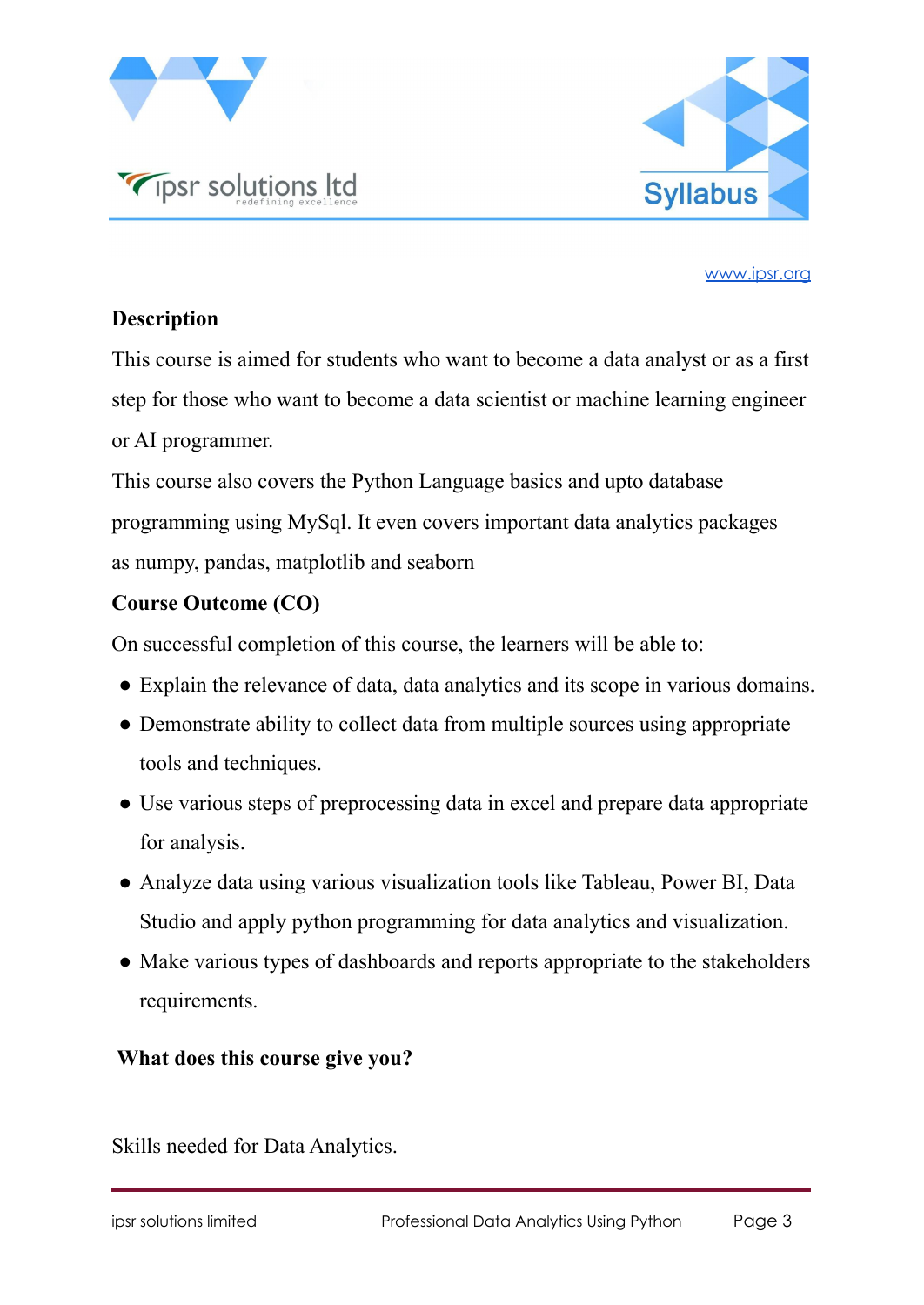**Description**

This course is aimed for students who want to become a data analyst or as a first step for those who want to become a data scientist or machine learning engineer or AI programmer.

This course also covers the Python Language basics and upto database programming using MySql. It even covers important data analytics packages as numpy, pandas, matplotlib and seaborn

**Course Outcome (CO)**

On successful completion of this course, the learners will be able to:

- Explain the relevance of data, data analytics and its scope in various domains.
- Demonstrate ability to collect data from multiple sources using appropriate tools and techniques.
- Use various steps of preprocessing data in excel and prepare data appropriate for analysis.
- Analyze data using various visualization tools like Tableau, Power BI, Data Studio and apply python programming for data analytics and visualization.
- Make various types of dashboards and reports appropriate to the stakeholders requirements.

**What does this course give you?**

Skills needed for Data Analytics.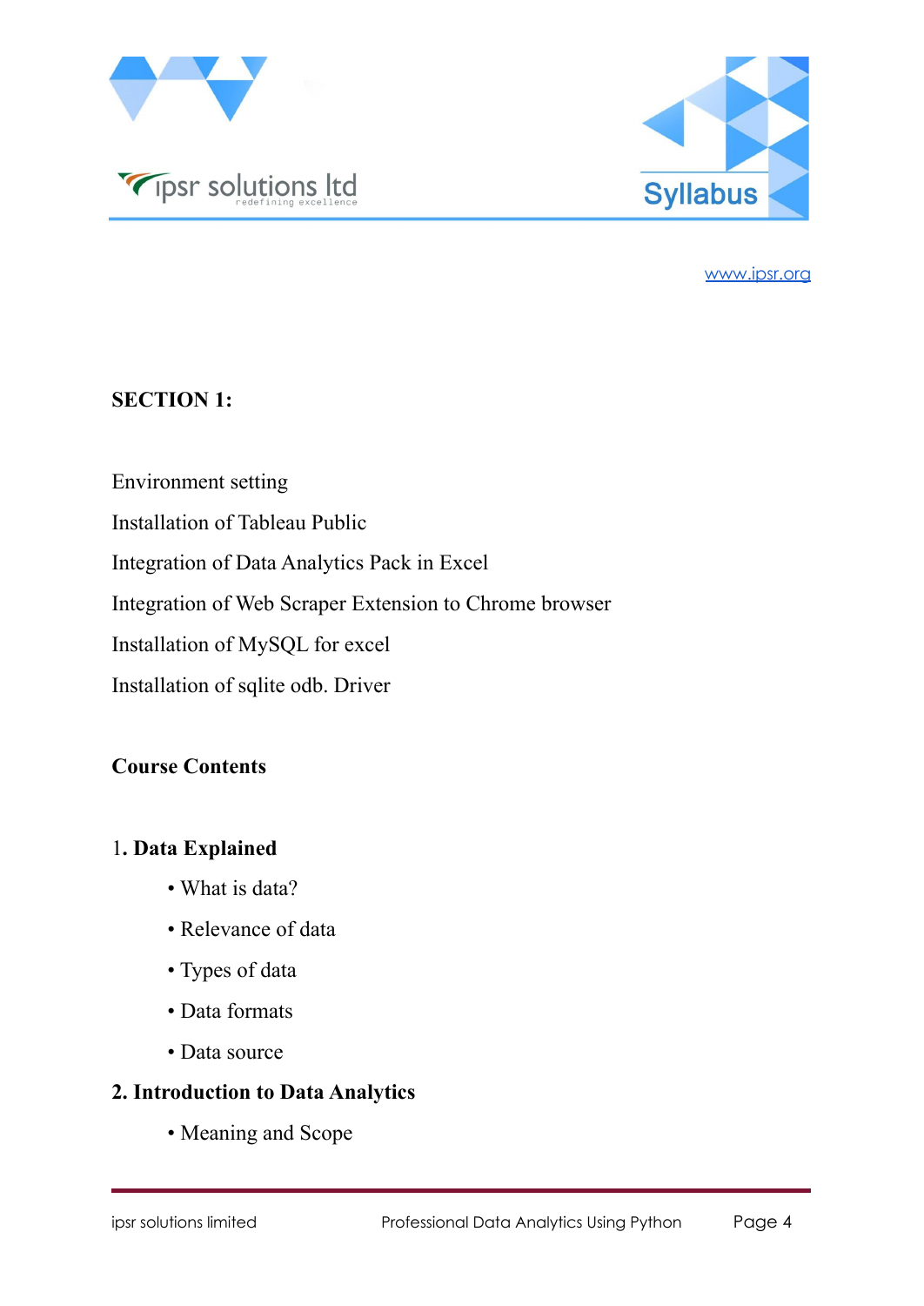## SECTION 1:

Environment setting

Installation of Tableau Public

Integration of Data Analytics Pack in Excel

Integration of Web Scraper Extension to Chrome browser

Installation of MySQL for excel

Installation of sqlite odb. Driver

## Course Contents

### 1. Data Explained

- What is data?
- Relevance of data
- Types of data
- Data formats
- Data source

### 2. Introduction to Data Analytics

- Meaning and Scope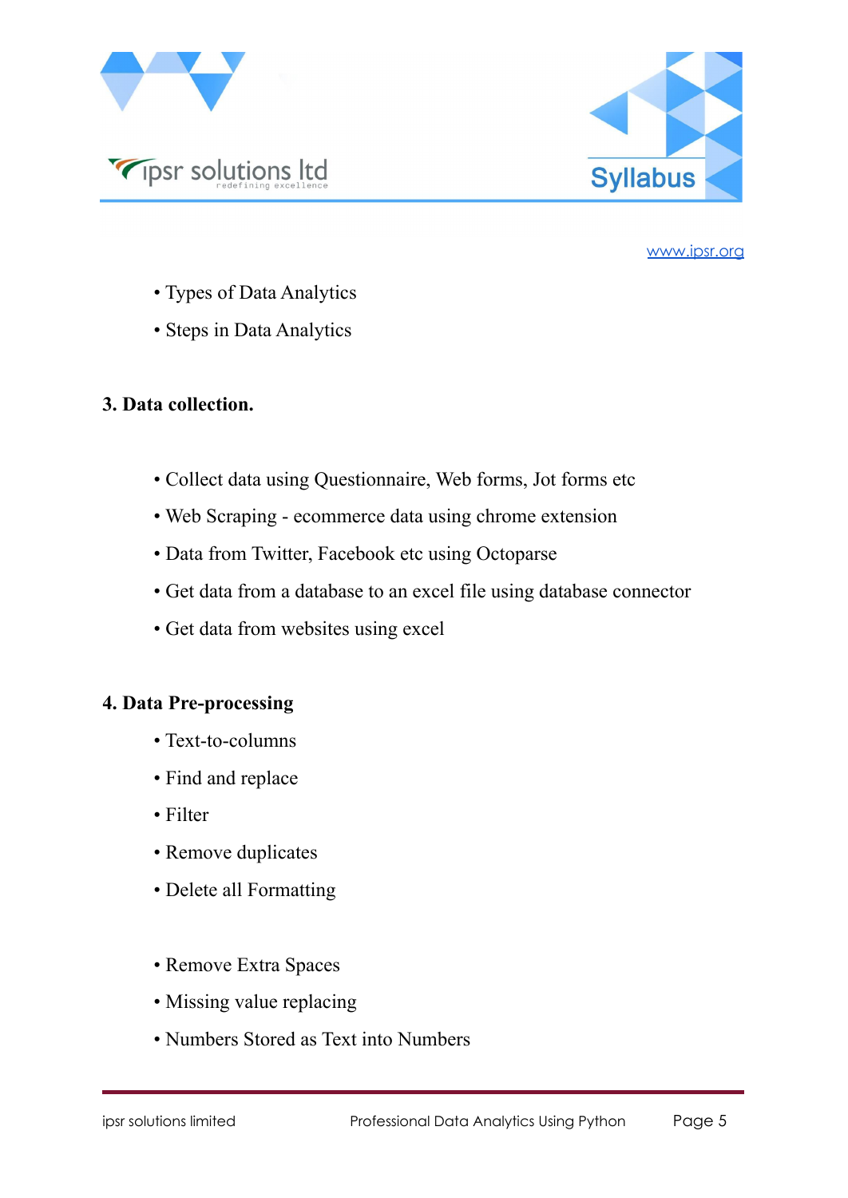- Types of Data Analytics
- Steps in Data Analytics

**3. Data collection.**

- Collect data using Questionnaire, Web forms, Jot forms etc
- Web Scraping - ecommerce data using chrome extension
- Data from Twitter, Facebook etc using Octoparse
- Get data from a database to an excel file using database connector
- Get data from websites using excel

**4. Data Pre-processing**

- Text-to-columns
- Find and replace
- Filter
- Remove duplicates
- Delete all Formatting
- Remove Extra Spaces
- Missing value replacing
- Numbers Stored as Text into Numbers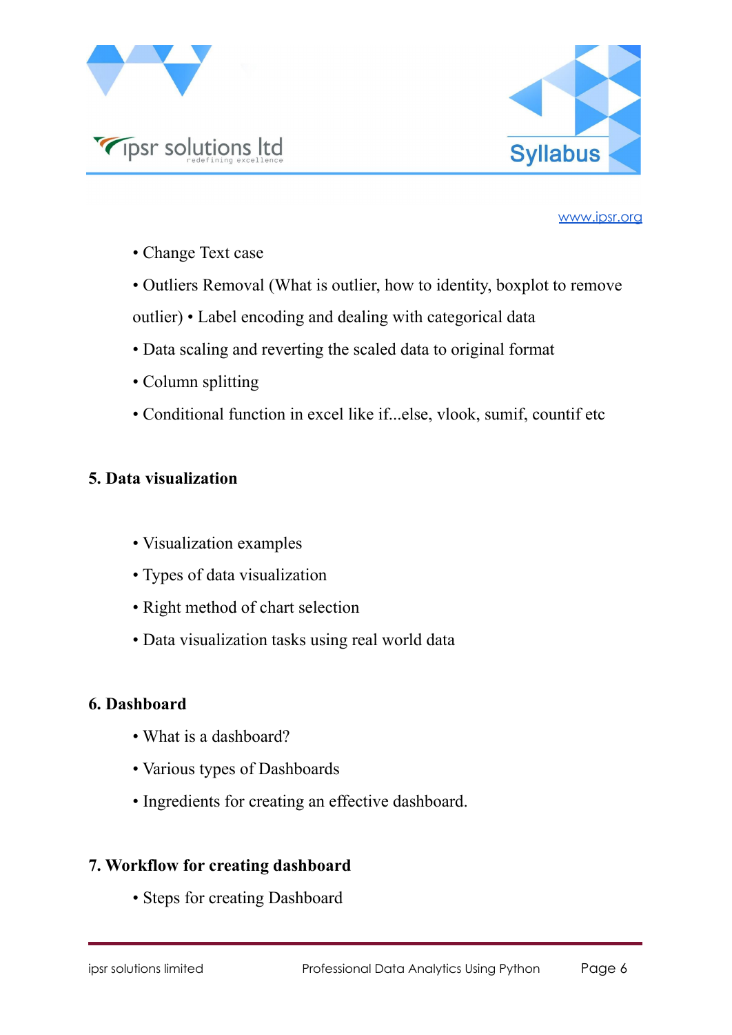- Change Text case
- Outliers Removal (What is outlier, how to identity, boxplot to remove outlier) • Label encoding and dealing with categorical data
- Data scaling and reverting the scaled data to original format
- Column splitting
- Conditional function in excel like if...else, vlook, sumif, countif etc

**5. Data visualization**

- Visualization examples
- Types of data visualization
- Right method of chart selection
- Data visualization tasks using real world data

**6. Dashboard**

- What is a dashboard?
- Various types of Dashboards
- Ingredients for creating an effective dashboard.

**7. Workflow for creating dashboard**

- Steps for creating Dashboard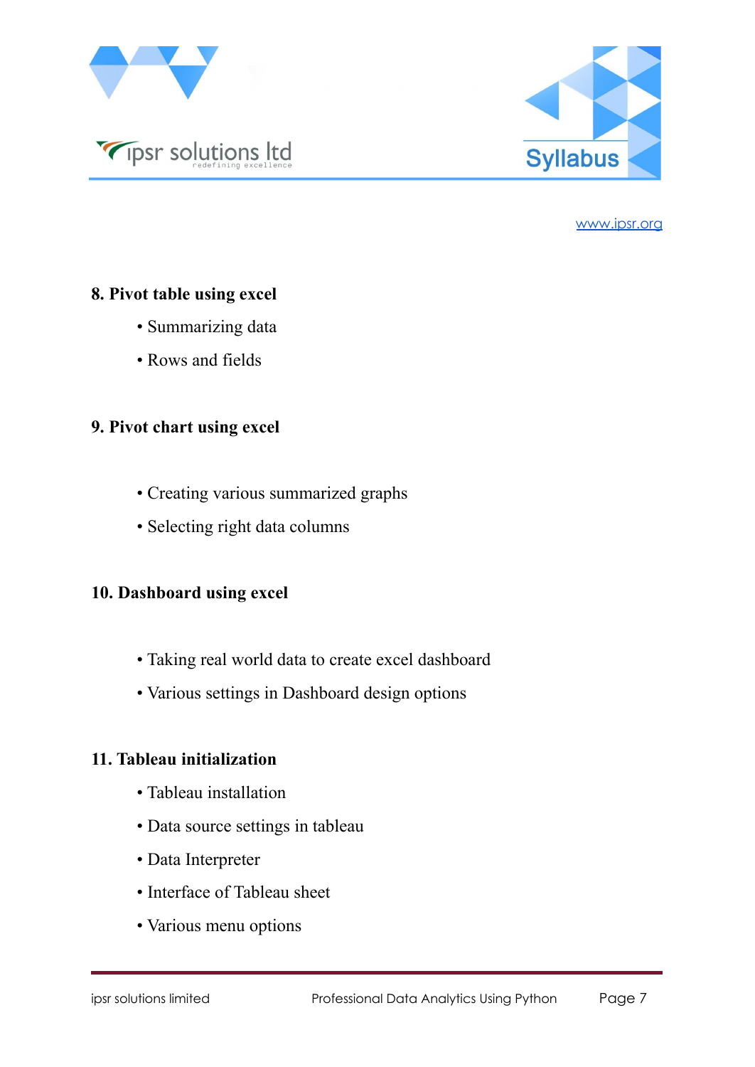**8. Pivot table using excel**

- Summarizing data
- Rows and fields

**9. Pivot chart using excel**

- Creating various summarized graphs
- Selecting right data columns

**10. Dashboard using excel**

- Taking real world data to create excel dashboard
- Various settings in Dashboard design options

**11. Tableau initialization**

- Tableau installation
- Data source settings in tableau
- Data Interpreter
- Interface of Tableau sheet
- Various menu options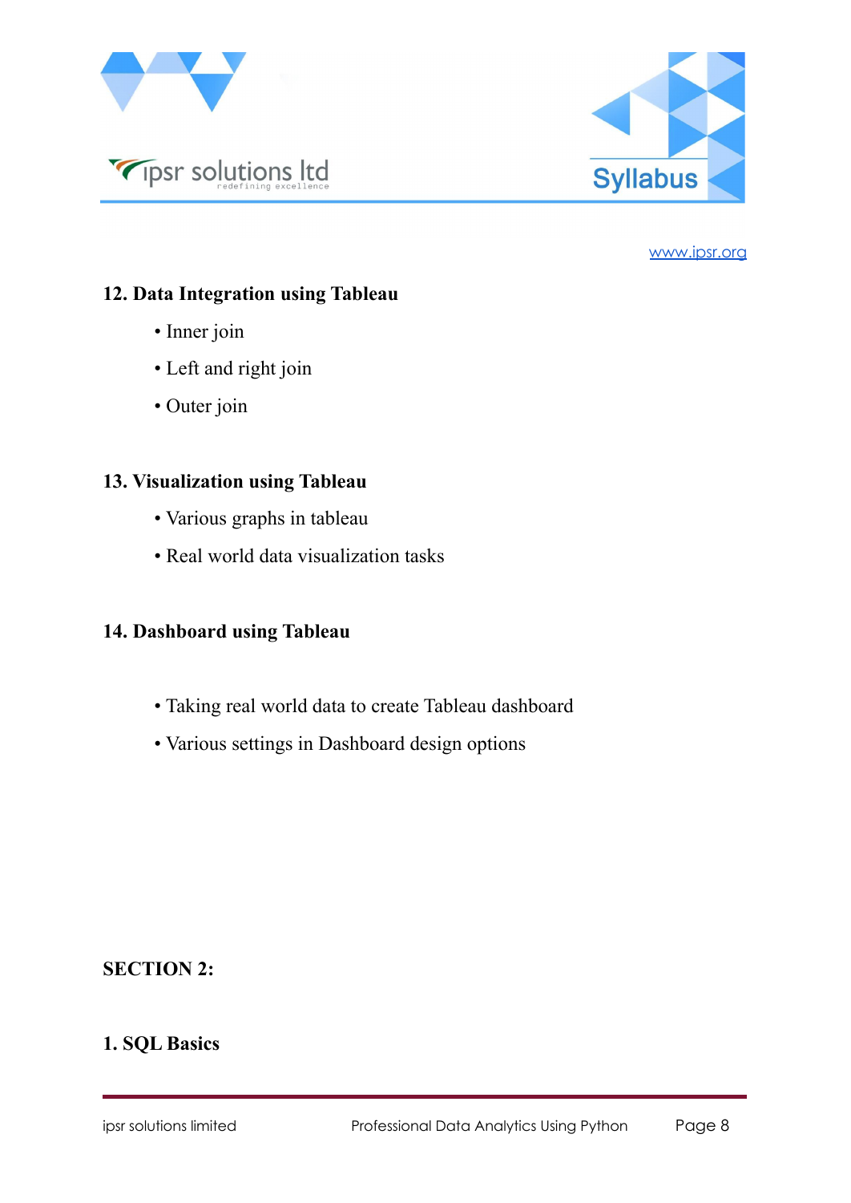### 12. Data Integration using Tableau

- Inner join
- Left and right join
- Outer join

### 13. Visualization using Tableau

- Various graphs in tableau
- Real world data visualization tasks

### 14. Dashboard using Tableau

- Taking real world data to create Tableau dashboard
- Various settings in Dashboard design options

## SECTION 2:

### 1. SQL Basics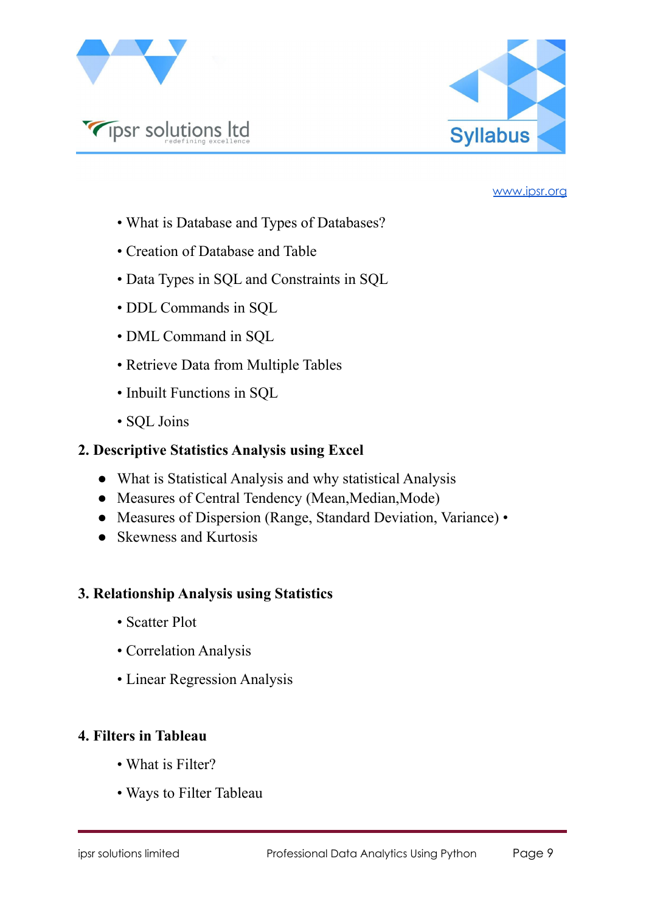- What is Database and Types of Databases?
- Creation of Database and Table
- Data Types in SQL and Constraints in SQL
- DDL Commands in SQL
- DML Command in SQL
- Retrieve Data from Multiple Tables
- Inbuilt Functions in SQL
- SQL Joins

## 2. Descriptive Statistics Analysis using Excel

- What is Statistical Analysis and why statistical Analysis
- Measures of Central Tendency (Mean,Median,Mode)
- Measures of Dispersion (Range, Standard Deviation, Variance) •
- Skewness and Kurtosis

## 3. Relationship Analysis using Statistics

- Scatter Plot
- Correlation Analysis
- Linear Regression Analysis

## 4. Filters in Tableau

- What is Filter?
- Ways to Filter Tableau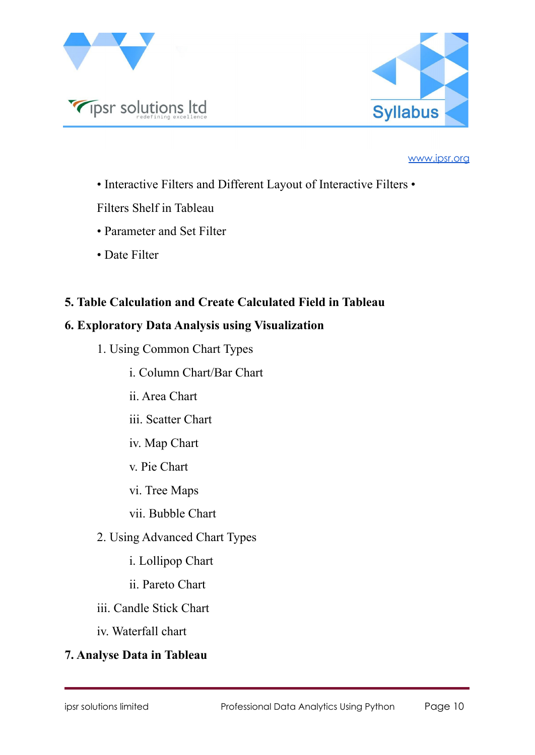• Interactive Filters and Different Layout of Interactive Filters •

Filters Shelf in Tableau

• Parameter and Set Filter

• Date Filter

**5. Table Calculation and Create Calculated Field in Tableau**

**6. Exploratory Data Analysis using Visualization**

1. Using Common Chart Types

    i. Column Chart/Bar Chart

    ii. Area Chart

    iii. Scatter Chart

    iv. Map Chart

    v. Pie Chart

    vi. Tree Maps

    vii. Bubble Chart

2. Using Advanced Chart Types

    i. Lollipop Chart

    ii. Pareto Chart

iii. Candle Stick Chart

iv. Waterfall chart

**7. Analyse Data in Tableau**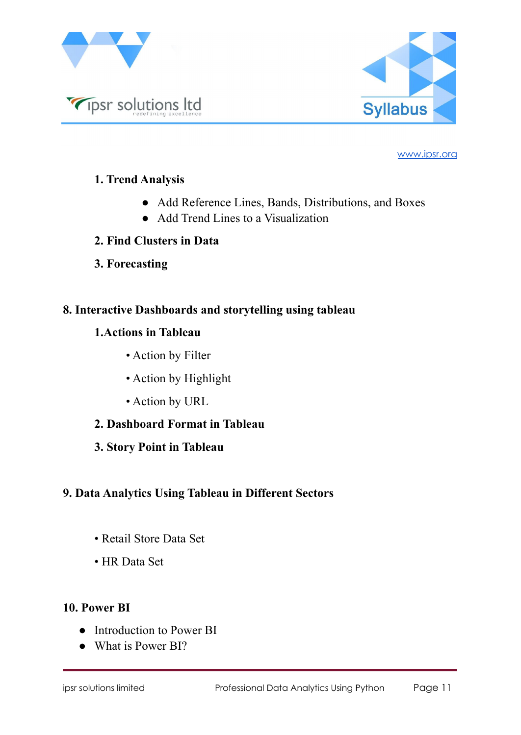**1. Trend Analysis**

- Add Reference Lines, Bands, Distributions, and Boxes
- Add Trend Lines to a Visualization

**2. Find Clusters in Data**

**3. Forecasting**

## 8. Interactive Dashboards and storytelling using tableau

**1.Actions in Tableau**

- Action by Filter
- Action by Highlight
- Action by URL

**2. Dashboard Format in Tableau**

**3. Story Point in Tableau**

## 9. Data Analytics Using Tableau in Different Sectors

- Retail Store Data Set
- HR Data Set

## 10. Power BI

- Introduction to Power BI
- What is Power BI?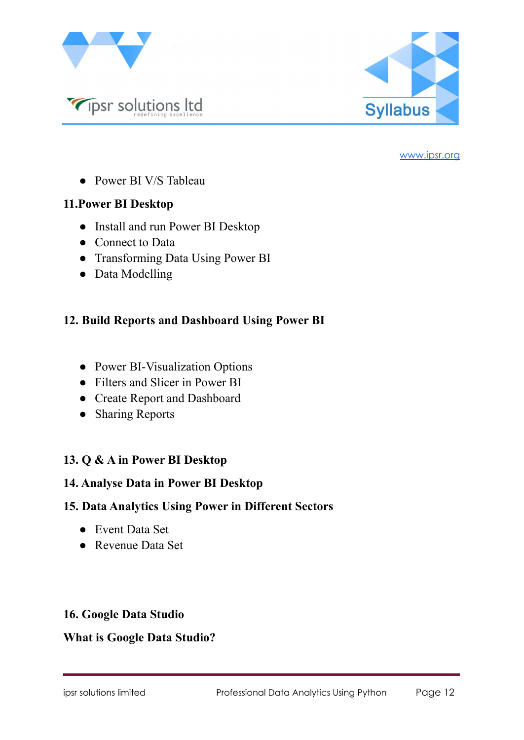- Power BI V/S Tableau

**11.Power BI Desktop**

- Install and run Power BI Desktop
- Connect to Data
- Transforming Data Using Power BI
- Data Modelling

**12. Build Reports and Dashboard Using Power BI**

- Power BI-Visualization Options
- Filters and Slicer in Power BI
- Create Report and Dashboard
- Sharing Reports

**13. Q & A in Power BI Desktop**

**14. Analyse Data in Power BI Desktop**

**15. Data Analytics Using Power in Different Sectors**

- Event Data Set
- Revenue Data Set

**16. Google Data Studio**

**What is Google Data Studio?**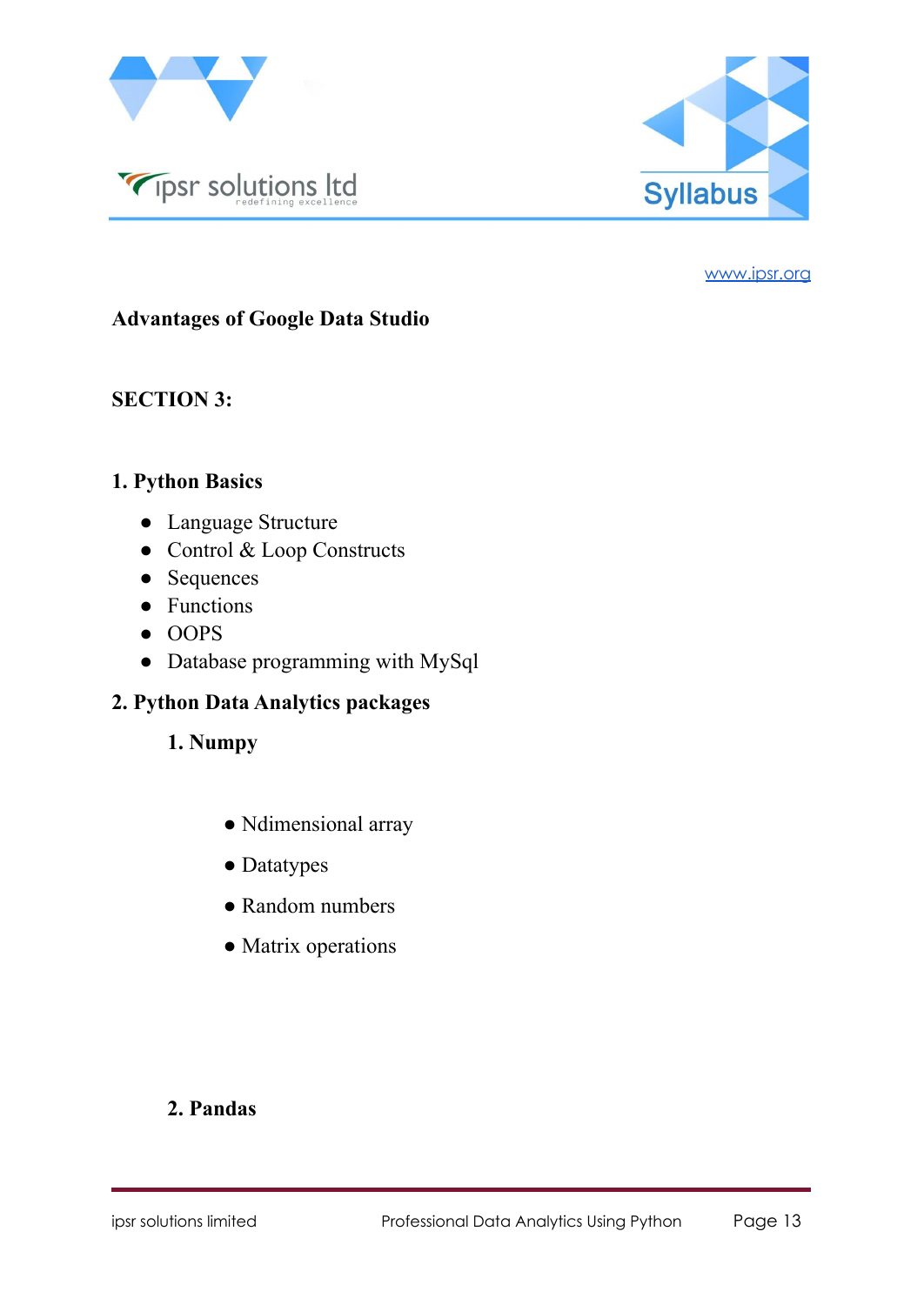**Advantages of Google Data Studio**

**SECTION 3:**

**1. Python Basics**

- Language Structure
- Control & Loop Constructs
- Sequences
- Functions
- OOPS
- Database programming with MySql

**2. Python Data Analytics packages**

**1. Numpy**

- Ndimensional array
- Datatypes
- Random numbers
- Matrix operations

**2. Pandas**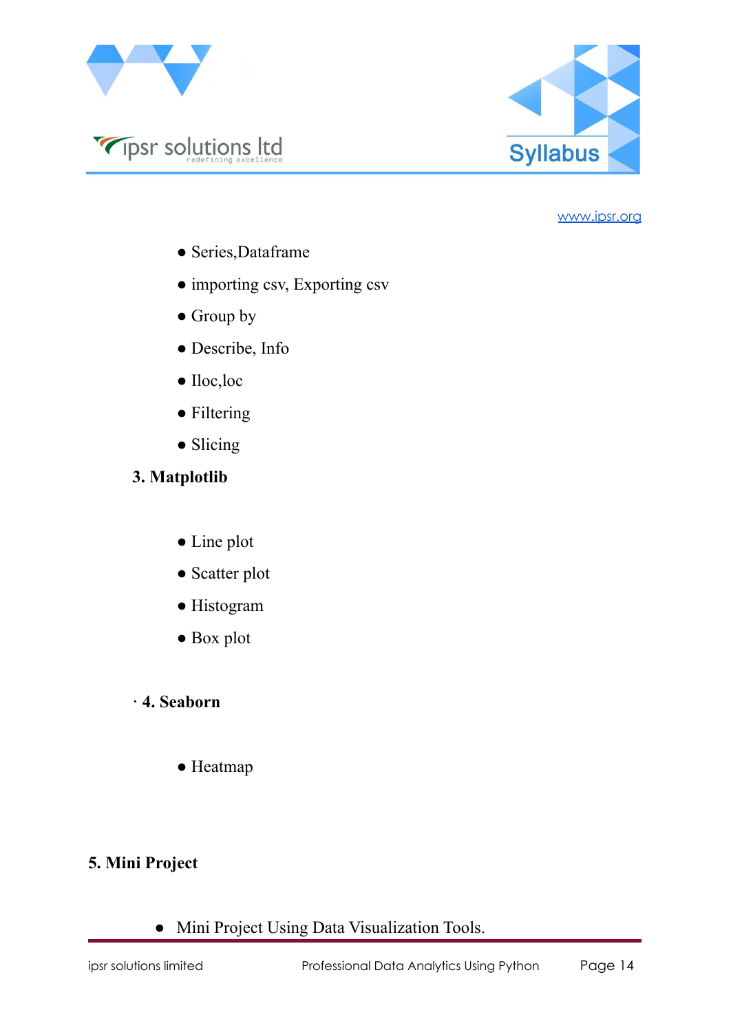- Series,Dataframe
- importing csv, Exporting csv
- Group by
- Describe, Info
- Iloc,loc
- Filtering
- Slicing

**3. Matplotlib**

- Line plot
- Scatter plot
- Histogram
- Box plot

· **4. Seaborn**

- Heatmap

**5. Mini Project**

- Mini Project Using Data Visualization Tools.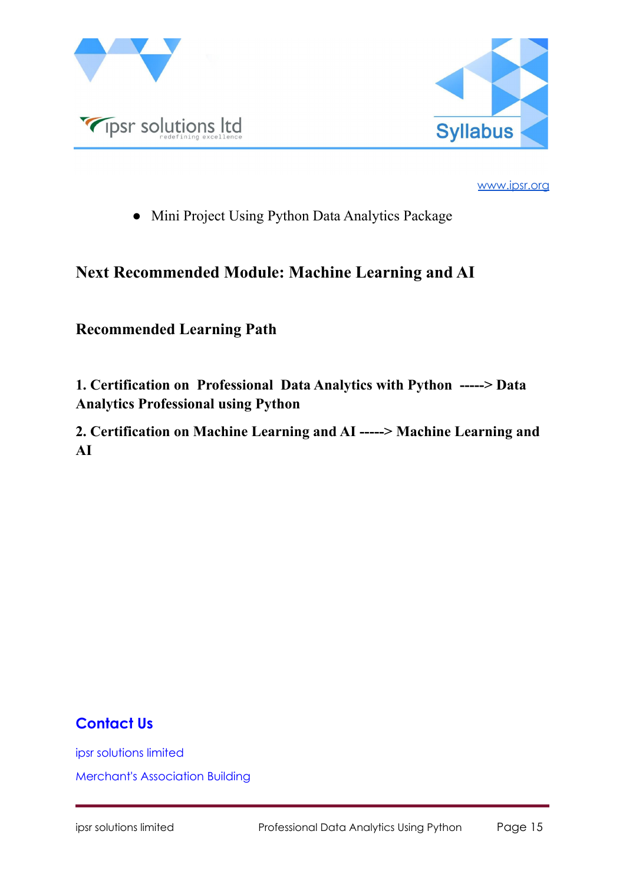- Mini Project Using Python Data Analytics Package

## Next Recommended Module: Machine Learning and AI

### Recommended Learning Path

**1. Certification on Professional Data Analytics with Python -----> Data Analytics Professional using Python**

**2. Certification on Machine Learning and AI -----> Machine Learning and AI**

## Contact Us

ipsr solutions limited

Merchant's Association Building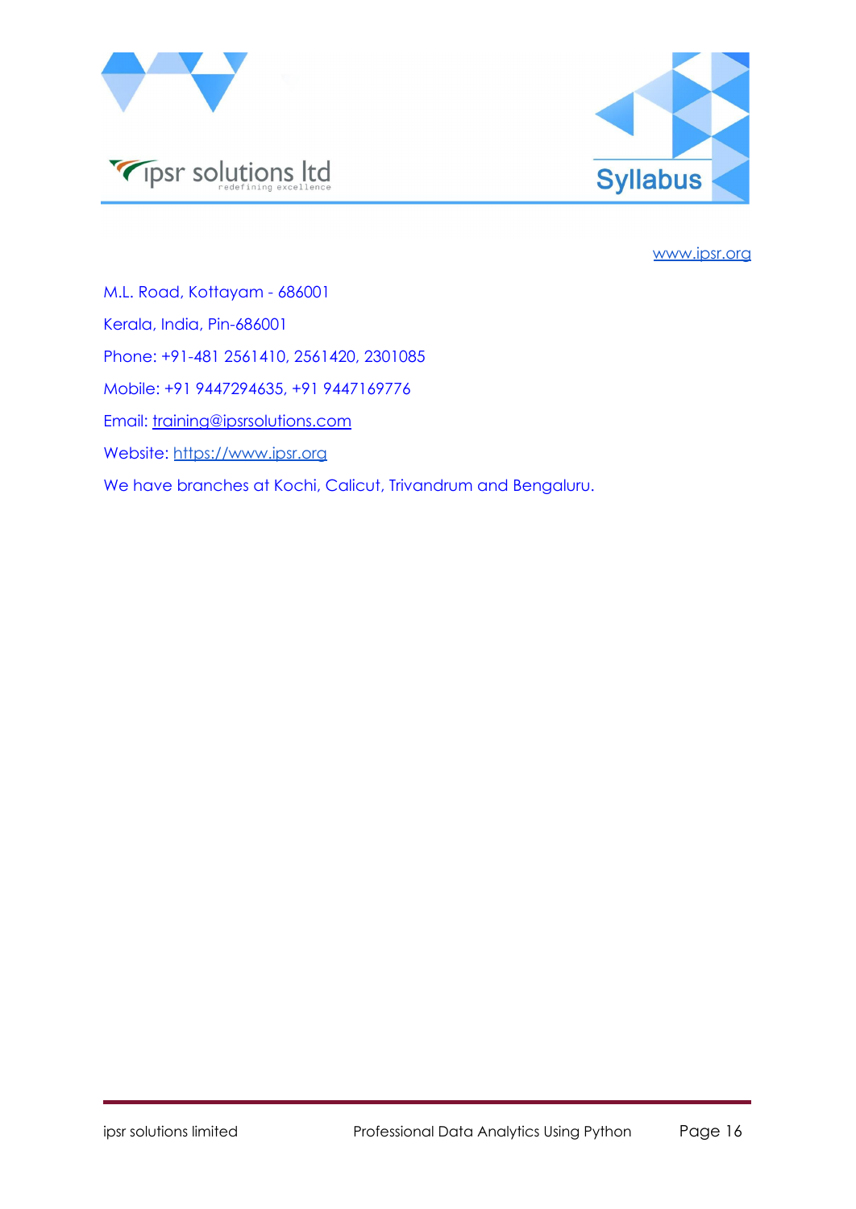www.ipsr.org

M.L. Road, Kottayam - 686001

Kerala, India, Pin-686001

Phone: +91-481 2561410, 2561420, 2301085

Mobile: +91 9447294635, +91 9447169776

Email: training@ipsrsolutions.com

Website: https://www.ipsr.org

We have branches at Kochi, Calicut, Trivandrum and Bengaluru.